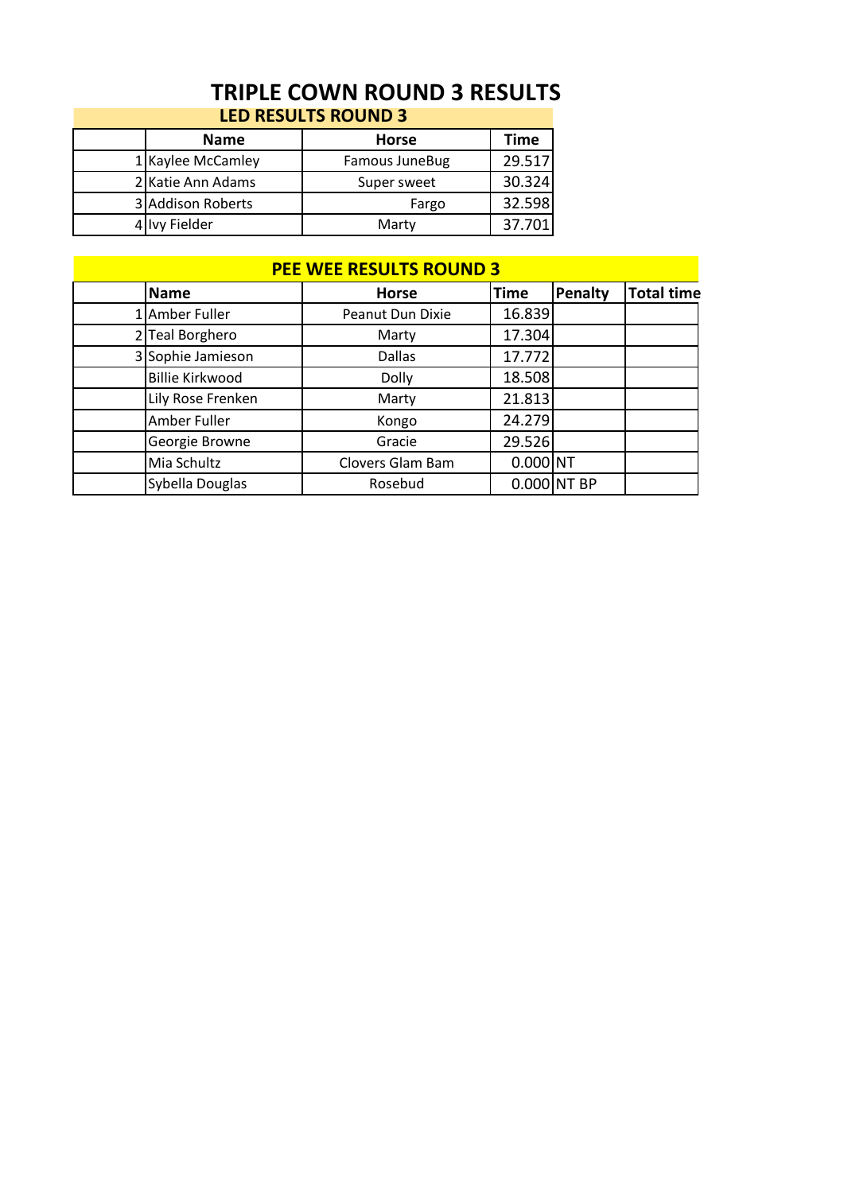# TRIPLE COWN ROUND 3 RESULTS

## LED RESULTS ROUND 3

| | Name | Horse | Time |
|---|---|---|---|
| 1 | Kaylee McCamley | Famous JuneBug | 29.517 |
| 2 | Katie Ann Adams | Super sweet | 30.324 |
| 3 | Addison Roberts | Fargo | 32.598 |
| 4 | Ivy Fielder | Marty | 37.701 |

## PEE WEE RESULTS ROUND 3

| | Name | Horse | Time | Penalty | Total time |
|---|---|---|---|---|---|
| 1 | Amber Fuller | Peanut Dun Dixie | 16.839 | | |
| 2 | Teal Borghero | Marty | 17.304 | | |
| 3 | Sophie Jamieson | Dallas | 17.772 | | |
| | Billie Kirkwood | Dolly | 18.508 | | |
| | Lily Rose Frenken | Marty | 21.813 | | |
| | Amber Fuller | Kongo | 24.279 | | |
| | Georgie Browne | Gracie | 29.526 | | |
| | Mia Schultz | Clovers Glam Bam | 0.000 | NT | |
| | Sybella Douglas | Rosebud | 0.000 | NT BP | |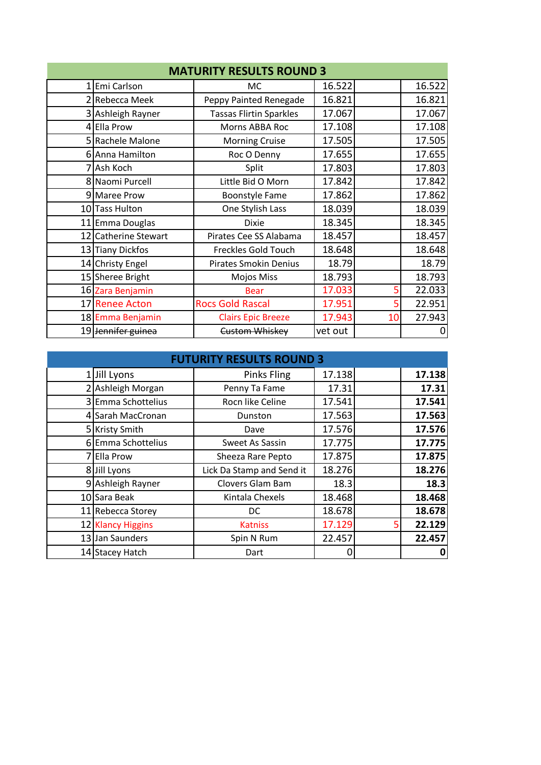## MATURITY RESULTS ROUND 3

| | | | | | |
|---|---|---|---|---|---|
| 1 | Emi Carlson | MC | 16.522 | | 16.522 |
| 2 | Rebecca Meek | Peppy Painted Renegade | 16.821 | | 16.821 |
| 3 | Ashleigh Rayner | Tassas Flirtin Sparkles | 17.067 | | 17.067 |
| 4 | Ella Prow | Morns ABBA Roc | 17.108 | | 17.108 |
| 5 | Rachele Malone | Morning Cruise | 17.505 | | 17.505 |
| 6 | Anna Hamilton | Roc O Denny | 17.655 | | 17.655 |
| 7 | Ash Koch | Split | 17.803 | | 17.803 |
| 8 | Naomi Purcell | Little Bid O Morn | 17.842 | | 17.842 |
| 9 | Maree Prow | Boonstyle Fame | 17.862 | | 17.862 |
| 10 | Tass Hulton | One Stylish Lass | 18.039 | | 18.039 |
| 11 | Emma Douglas | Dixie | 18.345 | | 18.345 |
| 12 | Catherine Stewart | Pirates Cee SS Alabama | 18.457 | | 18.457 |
| 13 | Tiany Dickfos | Freckles Gold Touch | 18.648 | | 18.648 |
| 14 | Christy Engel | Pirates Smokin Denius | 18.79 | | 18.79 |
| 15 | Sheree Bright | Mojos Miss | 18.793 | | 18.793 |
| 16 | Zara Benjamin | Bear | 17.033 | 5 | 22.033 |
| 17 | Renee Acton | Rocs Gold Rascal | 17.951 | 5 | 22.951 |
| 18 | Emma Benjamin | Clairs Epic Breeze | 17.943 | 10 | 27.943 |
| 19 | ~~Jennifer guinea~~ | ~~Custom Whiskey~~ | vet out | | 0 |

## FUTURITY RESULTS ROUND 3

| | | | | | |
|---|---|---|---|---|---|
| 1 | Jill Lyons | Pinks Fling | 17.138 | | **17.138** |
| 2 | Ashleigh Morgan | Penny Ta Fame | 17.31 | | **17.31** |
| 3 | Emma Schottelius | Rocn like Celine | 17.541 | | **17.541** |
| 4 | Sarah MacCronan | Dunston | 17.563 | | **17.563** |
| 5 | Kristy Smith | Dave | 17.576 | | **17.576** |
| 6 | Emma Schottelius | Sweet As Sassin | 17.775 | | **17.775** |
| 7 | Ella Prow | Sheeza Rare Pepto | 17.875 | | **17.875** |
| 8 | Jill Lyons | Lick Da Stamp and Send it | 18.276 | | **18.276** |
| 9 | Ashleigh Rayner | Clovers Glam Bam | 18.3 | | **18.3** |
| 10 | Sara Beak | Kintala Chexels | 18.468 | | **18.468** |
| 11 | Rebecca Storey | DC | 18.678 | | **18.678** |
| 12 | Klancy Higgins | Katniss | 17.129 | 5 | **22.129** |
| 13 | Jan Saunders | Spin N Rum | 22.457 | | **22.457** |
| 14 | Stacey Hatch | Dart | 0 | | **0** |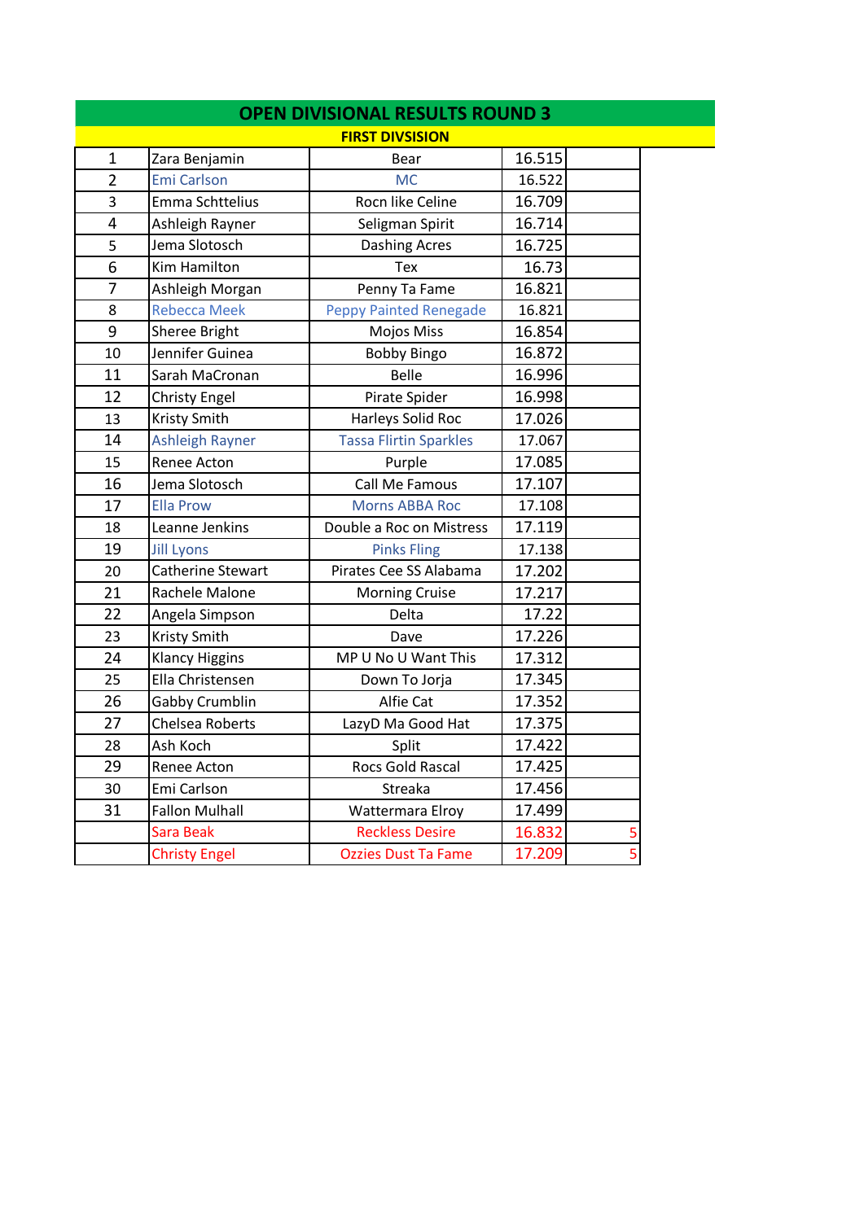# OPEN DIVISIONAL RESULTS ROUND 3

## FIRST DIVSISION

| | | | | |
|---|---|---|---|---|
| 1 | Zara Benjamin | Bear | 16.515 | |
| 2 | Emi Carlson | MC | 16.522 | |
| 3 | Emma Schttelius | Rocn like Celine | 16.709 | |
| 4 | Ashleigh Rayner | Seligman Spirit | 16.714 | |
| 5 | Jema Slotosch | Dashing Acres | 16.725 | |
| 6 | Kim Hamilton | Tex | 16.73 | |
| 7 | Ashleigh Morgan | Penny Ta Fame | 16.821 | |
| 8 | Rebecca Meek | Peppy Painted Renegade | 16.821 | |
| 9 | Sheree Bright | Mojos Miss | 16.854 | |
| 10 | Jennifer Guinea | Bobby Bingo | 16.872 | |
| 11 | Sarah MaCronan | Belle | 16.996 | |
| 12 | Christy Engel | Pirate Spider | 16.998 | |
| 13 | Kristy Smith | Harleys Solid Roc | 17.026 | |
| 14 | Ashleigh Rayner | Tassa Flirtin Sparkles | 17.067 | |
| 15 | Renee Acton | Purple | 17.085 | |
| 16 | Jema Slotosch | Call Me Famous | 17.107 | |
| 17 | Ella Prow | Morns ABBA Roc | 17.108 | |
| 18 | Leanne Jenkins | Double a Roc on Mistress | 17.119 | |
| 19 | Jill Lyons | Pinks Fling | 17.138 | |
| 20 | Catherine Stewart | Pirates Cee SS Alabama | 17.202 | |
| 21 | Rachele Malone | Morning Cruise | 17.217 | |
| 22 | Angela Simpson | Delta | 17.22 | |
| 23 | Kristy Smith | Dave | 17.226 | |
| 24 | Klancy Higgins | MP U No U Want This | 17.312 | |
| 25 | Ella Christensen | Down To Jorja | 17.345 | |
| 26 | Gabby Crumblin | Alfie Cat | 17.352 | |
| 27 | Chelsea Roberts | LazyD Ma Good Hat | 17.375 | |
| 28 | Ash Koch | Split | 17.422 | |
| 29 | Renee Acton | Rocs Gold Rascal | 17.425 | |
| 30 | Emi Carlson | Streaka | 17.456 | |
| 31 | Fallon Mulhall | Wattermara Elroy | 17.499 | |
| | Sara Beak | Reckless Desire | 16.832 | 5 |
| | Christy Engel | Ozzies Dust Ta Fame | 17.209 | 5 |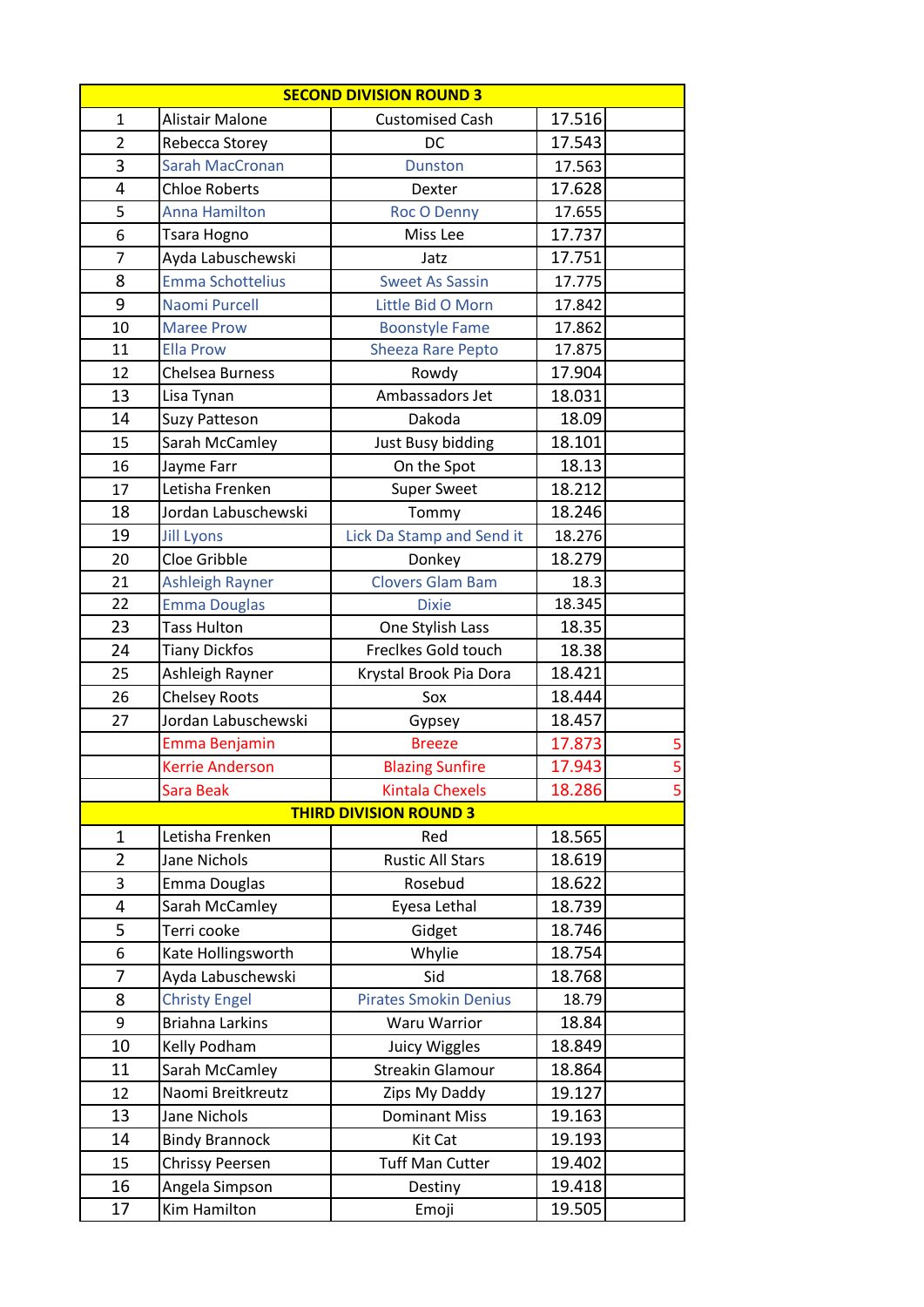| SECOND DIVISION ROUND 3 | | | | |
|---|---|---|---|---|
| 1 | Alistair Malone | Customised Cash | 17.516 | |
| 2 | Rebecca Storey | DC | 17.543 | |
| 3 | Sarah MacCronan | Dunston | 17.563 | |
| 4 | Chloe Roberts | Dexter | 17.628 | |
| 5 | Anna Hamilton | Roc O Denny | 17.655 | |
| 6 | Tsara Hogno | Miss Lee | 17.737 | |
| 7 | Ayda Labuschewski | Jatz | 17.751 | |
| 8 | Emma Schottelius | Sweet As Sassin | 17.775 | |
| 9 | Naomi Purcell | Little Bid O Morn | 17.842 | |
| 10 | Maree Prow | Boonstyle Fame | 17.862 | |
| 11 | Ella Prow | Sheeza Rare Pepto | 17.875 | |
| 12 | Chelsea Burness | Rowdy | 17.904 | |
| 13 | Lisa Tynan | Ambassadors Jet | 18.031 | |
| 14 | Suzy Patteson | Dakoda | 18.09 | |
| 15 | Sarah McCamley | Just Busy bidding | 18.101 | |
| 16 | Jayme Farr | On the Spot | 18.13 | |
| 17 | Letisha Frenken | Super Sweet | 18.212 | |
| 18 | Jordan Labuschewski | Tommy | 18.246 | |
| 19 | Jill Lyons | Lick Da Stamp and Send it | 18.276 | |
| 20 | Cloe Gribble | Donkey | 18.279 | |
| 21 | Ashleigh Rayner | Clovers Glam Bam | 18.3 | |
| 22 | Emma Douglas | Dixie | 18.345 | |
| 23 | Tass Hulton | One Stylish Lass | 18.35 | |
| 24 | Tiany Dickfos | Freclkes Gold touch | 18.38 | |
| 25 | Ashleigh Rayner | Krystal Brook Pia Dora | 18.421 | |
| 26 | Chelsey Roots | Sox | 18.444 | |
| 27 | Jordan Labuschewski | Gypsey | 18.457 | |
| | Emma Benjamin | Breeze | 17.873 | 5 |
| | Kerrie Anderson | Blazing Sunfire | 17.943 | 5 |
| | Sara Beak | Kintala Chexels | 18.286 | 5 |
| **THIRD DIVISION ROUND 3** | | | | |
| 1 | Letisha Frenken | Red | 18.565 | |
| 2 | Jane Nichols | Rustic All Stars | 18.619 | |
| 3 | Emma Douglas | Rosebud | 18.622 | |
| 4 | Sarah McCamley | Eyesa Lethal | 18.739 | |
| 5 | Terri cooke | Gidget | 18.746 | |
| 6 | Kate Hollingsworth | Whylie | 18.754 | |
| 7 | Ayda Labuschewski | Sid | 18.768 | |
| 8 | Christy Engel | Pirates Smokin Denius | 18.79 | |
| 9 | Briahna Larkins | Waru Warrior | 18.84 | |
| 10 | Kelly Podham | Juicy Wiggles | 18.849 | |
| 11 | Sarah McCamley | Streakin Glamour | 18.864 | |
| 12 | Naomi Breitkreutz | Zips My Daddy | 19.127 | |
| 13 | Jane Nichols | Dominant Miss | 19.163 | |
| 14 | Bindy Brannock | Kit Cat | 19.193 | |
| 15 | Chrissy Peersen | Tuff Man Cutter | 19.402 | |
| 16 | Angela Simpson | Destiny | 19.418 | |
| 17 | Kim Hamilton | Emoji | 19.505 | |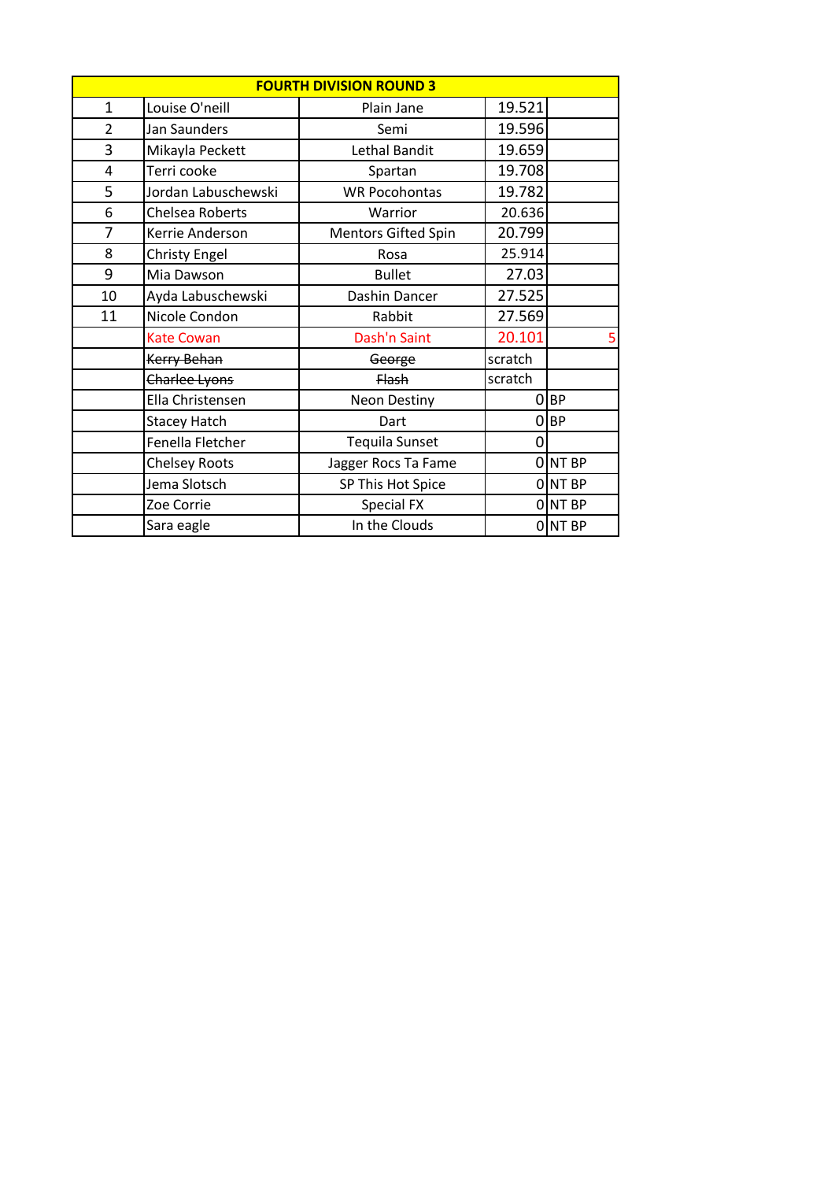| FOURTH DIVISION ROUND 3 | | | | |
|---|---|---|---|---|
| 1 | Louise O'neill | Plain Jane | 19.521 | |
| 2 | Jan Saunders | Semi | 19.596 | |
| 3 | Mikayla Peckett | Lethal Bandit | 19.659 | |
| 4 | Terri cooke | Spartan | 19.708 | |
| 5 | Jordan Labuschewski | WR Pocohontas | 19.782 | |
| 6 | Chelsea Roberts | Warrior | 20.636 | |
| 7 | Kerrie Anderson | Mentors Gifted Spin | 20.799 | |
| 8 | Christy Engel | Rosa | 25.914 | |
| 9 | Mia Dawson | Bullet | 27.03 | |
| 10 | Ayda Labuschewski | Dashin Dancer | 27.525 | |
| 11 | Nicole Condon | Rabbit | 27.569 | |
| | Kate Cowan | Dash'n Saint | 20.101 | 5 |
| | ~~Kerry Behan~~ | ~~George~~ | scratch | |
| | ~~Charlee Lyons~~ | ~~Flash~~ | scratch | |
| | Ella Christensen | Neon Destiny | 0 | BP |
| | Stacey Hatch | Dart | 0 | BP |
| | Fenella Fletcher | Tequila Sunset | 0 | |
| | Chelsey Roots | Jagger Rocs Ta Fame | 0 | NT BP |
| | Jema Slotsch | SP This Hot Spice | 0 | NT BP |
| | Zoe Corrie | Special FX | 0 | NT BP |
| | Sara eagle | In the Clouds | 0 | NT BP |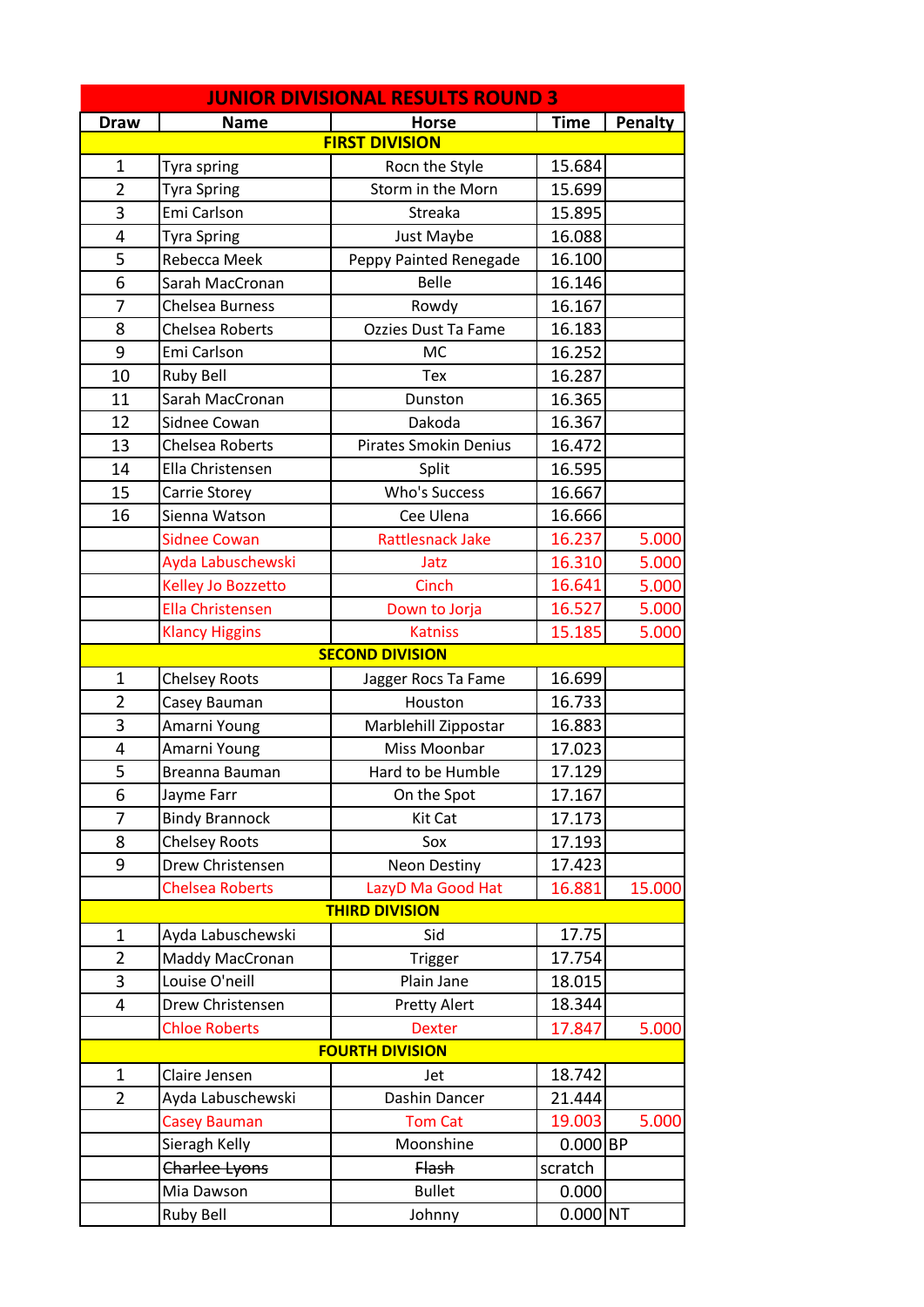| JUNIOR DIVISIONAL RESULTS ROUND 3 | | | | |
|---|---|---|---|---|
| **Draw** | **Name** | **Horse** | **Time** | **Penalty** |
| **FIRST DIVISION** | | | | |
| 1 | Tyra spring | Rocn the Style | 15.684 | |
| 2 | Tyra Spring | Storm in the Morn | 15.699 | |
| 3 | Emi Carlson | Streaka | 15.895 | |
| 4 | Tyra Spring | Just Maybe | 16.088 | |
| 5 | Rebecca Meek | Peppy Painted Renegade | 16.100 | |
| 6 | Sarah MacCronan | Belle | 16.146 | |
| 7 | Chelsea Burness | Rowdy | 16.167 | |
| 8 | Chelsea Roberts | Ozzies Dust Ta Fame | 16.183 | |
| 9 | Emi Carlson | MC | 16.252 | |
| 10 | Ruby Bell | Tex | 16.287 | |
| 11 | Sarah MacCronan | Dunston | 16.365 | |
| 12 | Sidnee Cowan | Dakoda | 16.367 | |
| 13 | Chelsea Roberts | Pirates Smokin Denius | 16.472 | |
| 14 | Ella Christensen | Split | 16.595 | |
| 15 | Carrie Storey | Who's Success | 16.667 | |
| 16 | Sienna Watson | Cee Ulena | 16.666 | |
| | Sidnee Cowan | Rattlesnack Jake | 16.237 | 5.000 |
| | Ayda Labuschewski | Jatz | 16.310 | 5.000 |
| | Kelley Jo Bozzetto | Cinch | 16.641 | 5.000 |
| | Ella Christensen | Down to Jorja | 16.527 | 5.000 |
| | Klancy Higgins | Katniss | 15.185 | 5.000 |
| **SECOND DIVISION** | | | | |
| 1 | Chelsey Roots | Jagger Rocs Ta Fame | 16.699 | |
| 2 | Casey Bauman | Houston | 16.733 | |
| 3 | Amarni Young | Marblehill Zippostar | 16.883 | |
| 4 | Amarni Young | Miss Moonbar | 17.023 | |
| 5 | Breanna Bauman | Hard to be Humble | 17.129 | |
| 6 | Jayme Farr | On the Spot | 17.167 | |
| 7 | Bindy Brannock | Kit Cat | 17.173 | |
| 8 | Chelsey Roots | Sox | 17.193 | |
| 9 | Drew Christensen | Neon Destiny | 17.423 | |
| | Chelsea Roberts | LazyD Ma Good Hat | 16.881 | 15.000 |
| **THIRD DIVISION** | | | | |
| 1 | Ayda Labuschewski | Sid | 17.75 | |
| 2 | Maddy MacCronan | Trigger | 17.754 | |
| 3 | Louise O'neill | Plain Jane | 18.015 | |
| 4 | Drew Christensen | Pretty Alert | 18.344 | |
| | Chloe Roberts | Dexter | 17.847 | 5.000 |
| **FOURTH DIVISION** | | | | |
| 1 | Claire Jensen | Jet | 18.742 | |
| 2 | Ayda Labuschewski | Dashin Dancer | 21.444 | |
| | Casey Bauman | Tom Cat | 19.003 | 5.000 |
| | Sieragh Kelly | Moonshine | 0.000 | BP |
| | ~~Charlee Lyons~~ | ~~Flash~~ | scratch | |
| | Mia Dawson | Bullet | 0.000 | |
| | Ruby Bell | Johnny | 0.000 | NT |